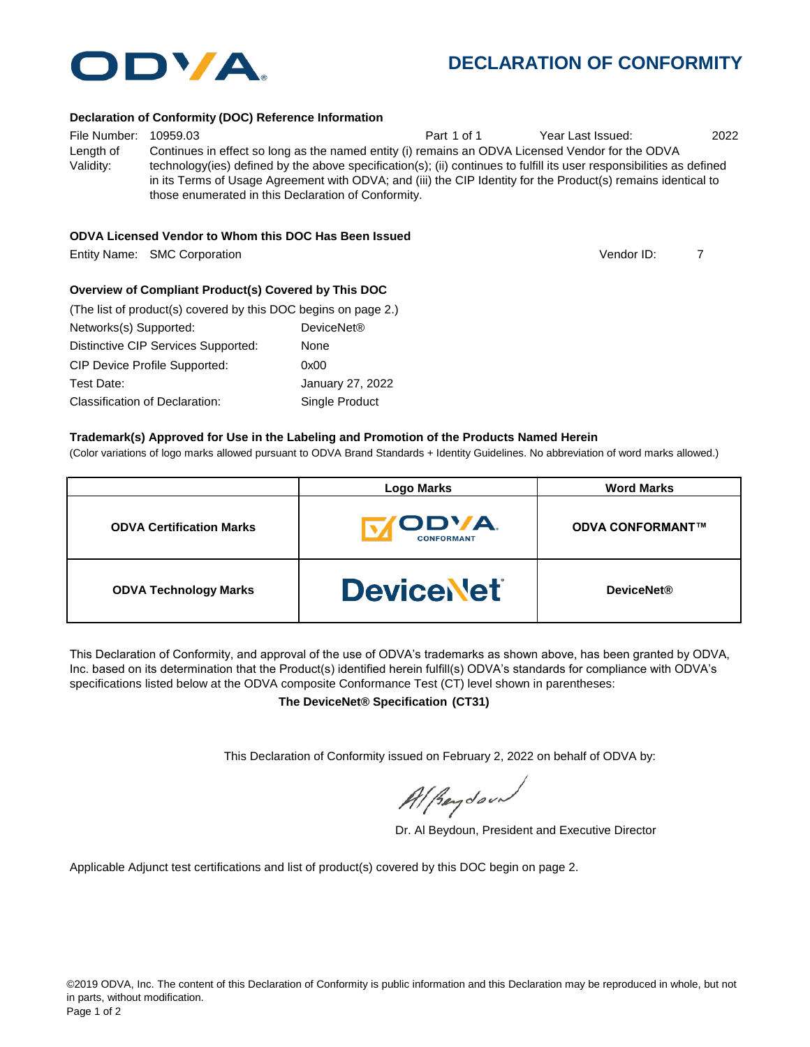# DECLARATION OF CONFORMITY

### Declaration of Conformity (DOC) Reference Information

File Number: 10959.03 | Part 1 of 1 | Year Last Issued: 2022

Length of Validity: Continues in effect so long as the named entity (i) remains an ODVA Licensed Vendor for the ODVA technology(ies) defined by the above specification(s); (ii) continues to fulfill its user responsibilities as defined in its Terms of Usage Agreement with ODVA; and (iii) the CIP Identity for the Product(s) remains identical to those enumerated in this Declaration of Conformity.

### ODVA Licensed Vendor to Whom this DOC Has Been Issued

Entity Name: SMC Corporation | Vendor ID: 7

### Overview of Compliant Product(s) Covered by This DOC

(The list of product(s) covered by this DOC begins on page 2.)

| | |
|---|---|
| Networks(s) Supported: | DeviceNet® |
| Distinctive CIP Services Supported: | None |
| CIP Device Profile Supported: | 0x00 |
| Test Date: | January 27, 2022 |
| Classification of Declaration: | Single Product |

### Trademark(s) Approved for Use in the Labeling and Promotion of the Products Named Herein

(Color variations of logo marks allowed pursuant to ODVA Brand Standards + Identity Guidelines. No abbreviation of word marks allowed.)

| | Logo Marks | Word Marks |
|---|---|---|
| **ODVA Certification Marks** | ODVA CONFORMANT | **ODVA CONFORMANT™** |
| **ODVA Technology Marks** | DeviceNet | **DeviceNet®** |

This Declaration of Conformity, and approval of the use of ODVA's trademarks as shown above, has been granted by ODVA, Inc. based on its determination that the Product(s) identified herein fulfill(s) ODVA's standards for compliance with ODVA's specifications listed below at the ODVA composite Conformance Test (CT) level shown in parentheses:

**The DeviceNet® Specification (CT31)**

This Declaration of Conformity issued on February 2, 2022 on behalf of ODVA by:

Dr. Al Beydoun, President and Executive Director

Applicable Adjunct test certifications and list of product(s) covered by this DOC begin on page 2.

©2019 ODVA, Inc. The content of this Declaration of Conformity is public information and this Declaration may be reproduced in whole, but not in parts, without modification.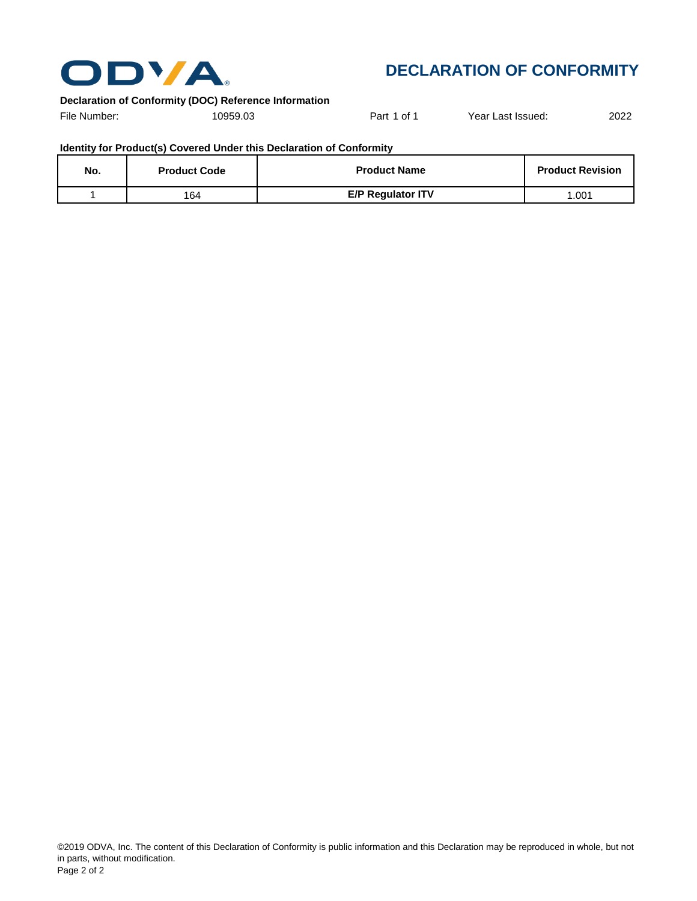# DECLARATION OF CONFORMITY

**Declaration of Conformity (DOC) Reference Information**

File Number: 10959.03 Part 1 of 1 Year Last Issued: 2022

**Identity for Product(s) Covered Under this Declaration of Conformity**

| No. | Product Code | Product Name | Product Revision |
|---|---|---|---|
| 1 | 164 | **E/P Regulator ITV** | 1.001 |

©2019 ODVA, Inc. The content of this Declaration of Conformity is public information and this Declaration may be reproduced in whole, but not in parts, without modification.